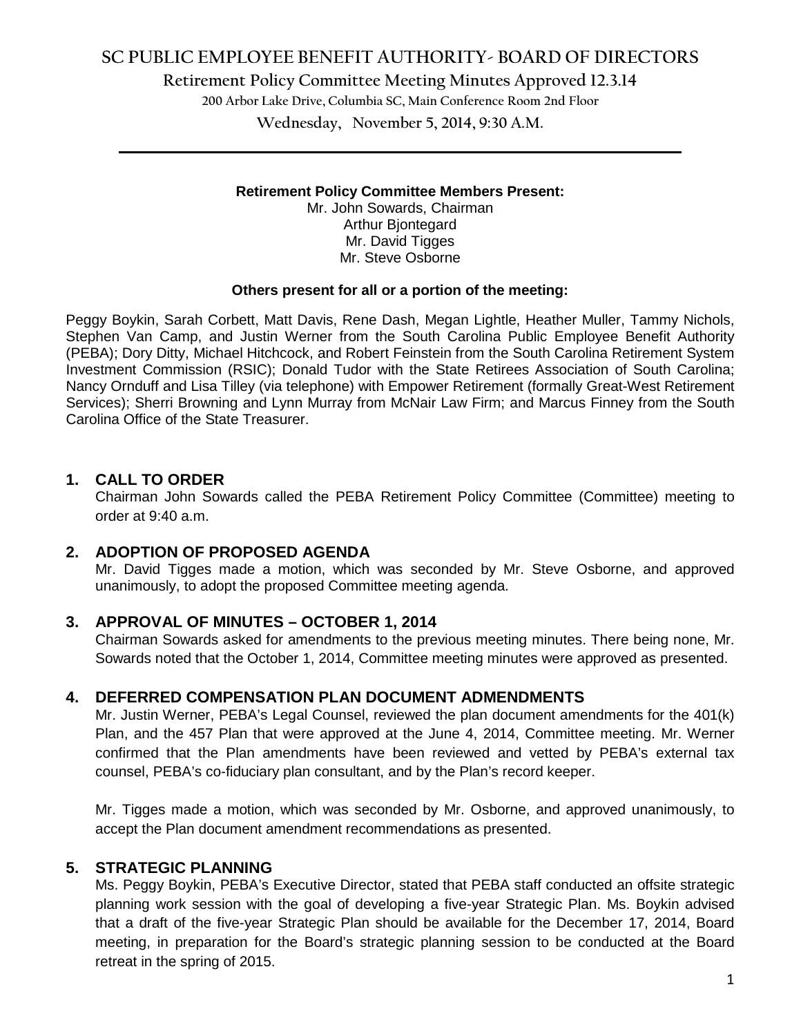# SC PUBLIC EMPLOYEE BENEFIT AUTHORITY- BOARD OF DIRECTORS

## Retirement Policy Committee Meeting Minutes Approved 12.3.14

200 Arbor Lake Drive, Columbia SC, Main Conference Room 2nd Floor

Wednesday, November 5, 2014, 9:30 A.M.

---

**Retirement Policy Committee Members Present:**

Mr. John Sowards, Chairman
Arthur Bjontegard
Mr. David Tigges
Mr. Steve Osborne

**Others present for all or a portion of the meeting:**

Peggy Boykin, Sarah Corbett, Matt Davis, Rene Dash, Megan Lightle, Heather Muller, Tammy Nichols, Stephen Van Camp, and Justin Werner from the South Carolina Public Employee Benefit Authority (PEBA); Dory Ditty, Michael Hitchcock, and Robert Feinstein from the South Carolina Retirement System Investment Commission (RSIC); Donald Tudor with the State Retirees Association of South Carolina; Nancy Ornduff and Lisa Tilley (via telephone) with Empower Retirement (formally Great-West Retirement Services); Sherri Browning and Lynn Murray from McNair Law Firm; and Marcus Finney from the South Carolina Office of the State Treasurer.

### 1. CALL TO ORDER

Chairman John Sowards called the PEBA Retirement Policy Committee (Committee) meeting to order at 9:40 a.m.

### 2. ADOPTION OF PROPOSED AGENDA

Mr. David Tigges made a motion, which was seconded by Mr. Steve Osborne, and approved unanimously, to adopt the proposed Committee meeting agenda.

### 3. APPROVAL OF MINUTES – OCTOBER 1, 2014

Chairman Sowards asked for amendments to the previous meeting minutes. There being none, Mr. Sowards noted that the October 1, 2014, Committee meeting minutes were approved as presented.

### 4. DEFERRED COMPENSATION PLAN DOCUMENT ADMENDMENTS

Mr. Justin Werner, PEBA's Legal Counsel, reviewed the plan document amendments for the 401(k) Plan, and the 457 Plan that were approved at the June 4, 2014, Committee meeting. Mr. Werner confirmed that the Plan amendments have been reviewed and vetted by PEBA's external tax counsel, PEBA's co-fiduciary plan consultant, and by the Plan's record keeper.

Mr. Tigges made a motion, which was seconded by Mr. Osborne, and approved unanimously, to accept the Plan document amendment recommendations as presented.

### 5. STRATEGIC PLANNING

Ms. Peggy Boykin, PEBA's Executive Director, stated that PEBA staff conducted an offsite strategic planning work session with the goal of developing a five-year Strategic Plan. Ms. Boykin advised that a draft of the five-year Strategic Plan should be available for the December 17, 2014, Board meeting, in preparation for the Board's strategic planning session to be conducted at the Board retreat in the spring of 2015.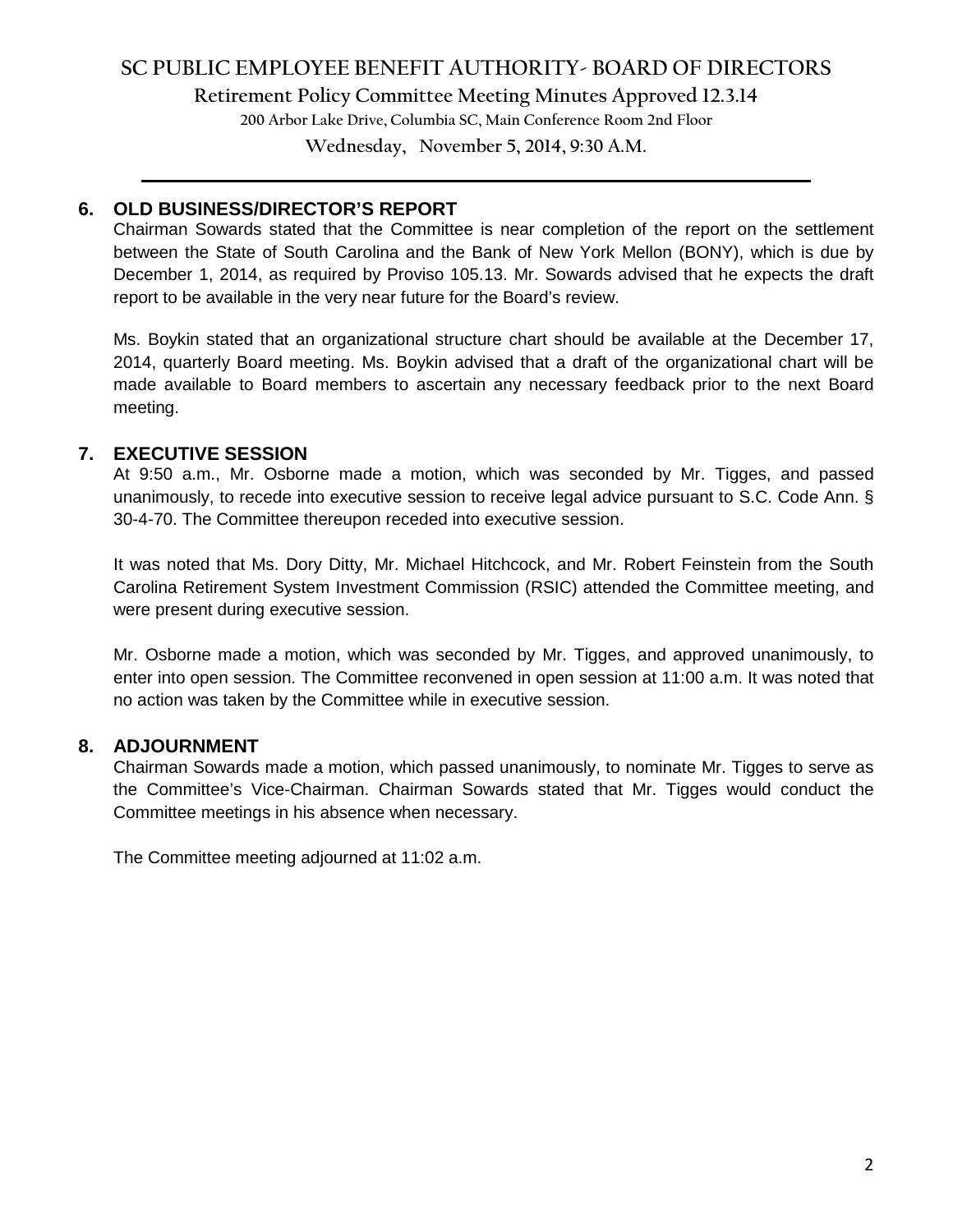# SC PUBLIC EMPLOYEE BENEFIT AUTHORITY- BOARD OF DIRECTORS

**Retirement Policy Committee Meeting Minutes Approved 12.3.14**

200 Arbor Lake Drive, Columbia SC, Main Conference Room 2nd Floor

Wednesday, November 5, 2014, 9:30 A.M.

---

## 6. OLD BUSINESS/DIRECTOR'S REPORT

Chairman Sowards stated that the Committee is near completion of the report on the settlement between the State of South Carolina and the Bank of New York Mellon (BONY), which is due by December 1, 2014, as required by Proviso 105.13. Mr. Sowards advised that he expects the draft report to be available in the very near future for the Board's review.

Ms. Boykin stated that an organizational structure chart should be available at the December 17, 2014, quarterly Board meeting. Ms. Boykin advised that a draft of the organizational chart will be made available to Board members to ascertain any necessary feedback prior to the next Board meeting.

## 7. EXECUTIVE SESSION

At 9:50 a.m., Mr. Osborne made a motion, which was seconded by Mr. Tigges, and passed unanimously, to recede into executive session to receive legal advice pursuant to S.C. Code Ann. § 30-4-70. The Committee thereupon receded into executive session.

It was noted that Ms. Dory Ditty, Mr. Michael Hitchcock, and Mr. Robert Feinstein from the South Carolina Retirement System Investment Commission (RSIC) attended the Committee meeting, and were present during executive session.

Mr. Osborne made a motion, which was seconded by Mr. Tigges, and approved unanimously, to enter into open session. The Committee reconvened in open session at 11:00 a.m. It was noted that no action was taken by the Committee while in executive session.

## 8. ADJOURNMENT

Chairman Sowards made a motion, which passed unanimously, to nominate Mr. Tigges to serve as the Committee's Vice-Chairman. Chairman Sowards stated that Mr. Tigges would conduct the Committee meetings in his absence when necessary.

The Committee meeting adjourned at 11:02 a.m.